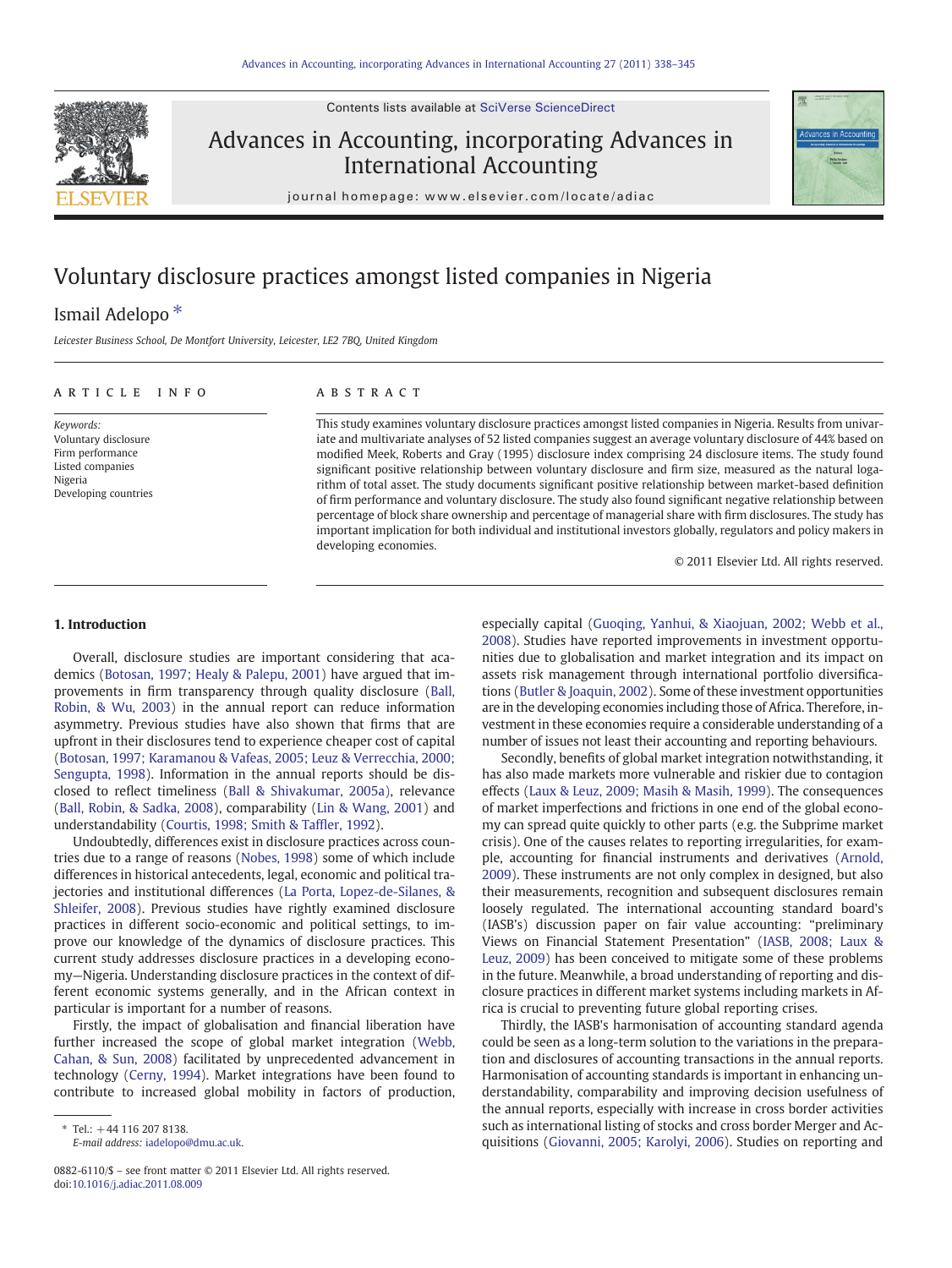# Voluntary disclosure practices amongst listed companies in Nigeria

Ismail Adelopo *

*Leicester Business School, De Montfort University, Leicester, LE2 7BQ, United Kingdom*

## ARTICLE INFO

*Keywords:*
Voluntary disclosure
Firm performance
Listed companies
Nigeria
Developing countries

## ABSTRACT

This study examines voluntary disclosure practices amongst listed companies in Nigeria. Results from univariate and multivariate analyses of 52 listed companies suggest an average voluntary disclosure of 44% based on modified Meek, Roberts and Gray (1995) disclosure index comprising 24 disclosure items. The study found significant positive relationship between voluntary disclosure and firm size, measured as the natural logarithm of total asset. The study documents significant positive relationship between market-based definition of firm performance and voluntary disclosure. The study also found significant negative relationship between percentage of block share ownership and percentage of managerial share with firm disclosures. The study has important implication for both individual and institutional investors globally, regulators and policy makers in developing economies.

© 2011 Elsevier Ltd. All rights reserved.

## 1. Introduction

Overall, disclosure studies are important considering that academics (Botosan, 1997; Healy & Palepu, 2001) have argued that improvements in firm transparency through quality disclosure (Ball, Robin, & Wu, 2003) in the annual report can reduce information asymmetry. Previous studies have also shown that firms that are upfront in their disclosures tend to experience cheaper cost of capital (Botosan, 1997; Karamanou & Vafeas, 2005; Leuz & Verrecchia, 2000; Sengupta, 1998). Information in the annual reports should be disclosed to reflect timeliness (Ball & Shivakumar, 2005a), relevance (Ball, Robin, & Sadka, 2008), comparability (Lin & Wang, 2001) and understandability (Courtis, 1998; Smith & Taffler, 1992).

Undoubtedly, differences exist in disclosure practices across countries due to a range of reasons (Nobes, 1998) some of which include differences in historical antecedents, legal, economic and political trajectories and institutional differences (La Porta, Lopez-de-Silanes, & Shleifer, 2008). Previous studies have rightly examined disclosure practices in different socio-economic and political settings, to improve our knowledge of the dynamics of disclosure practices. This current study addresses disclosure practices in a developing economy—Nigeria. Understanding disclosure practices in the context of different economic systems generally, and in the African context in particular is important for a number of reasons.

Firstly, the impact of globalisation and financial liberation have further increased the scope of global market integration (Webb, Cahan, & Sun, 2008) facilitated by unprecedented advancement in technology (Cerny, 1994). Market integrations have been found to contribute to increased global mobility in factors of production, especially capital (Guoqing, Yanhui, & Xiaojuan, 2002; Webb et al., 2008). Studies have reported improvements in investment opportunities due to globalisation and market integration and its impact on assets risk management through international portfolio diversifications (Butler & Joaquin, 2002). Some of these investment opportunities are in the developing economies including those of Africa. Therefore, investment in these economies require a considerable understanding of a number of issues not least their accounting and reporting behaviours.

Secondly, benefits of global market integration notwithstanding, it has also made markets more vulnerable and riskier due to contagion effects (Laux & Leuz, 2009; Masih & Masih, 1999). The consequences of market imperfections and frictions in one end of the global economy can spread quite quickly to other parts (e.g. the Subprime market crisis). One of the causes relates to reporting irregularities, for example, accounting for financial instruments and derivatives (Arnold, 2009). These instruments are not only complex in designed, but also their measurements, recognition and subsequent disclosures remain loosely regulated. The international accounting standard board's (IASB's) discussion paper on fair value accounting: "preliminary Views on Financial Statement Presentation" (IASB, 2008; Laux & Leuz, 2009) has been conceived to mitigate some of these problems in the future. Meanwhile, a broad understanding of reporting and disclosure practices in different market systems including markets in Africa is crucial to preventing future global reporting crises.

Thirdly, the IASB's harmonisation of accounting standard agenda could be seen as a long-term solution to the variations in the preparation and disclosures of accounting transactions in the annual reports. Harmonisation of accounting standards is important in enhancing understandability, comparability and improving decision usefulness of the annual reports, especially with increase in cross border activities such as international listing of stocks and cross border Merger and Acquisitions (Giovanni, 2005; Karolyi, 2006). Studies on reporting and

* Tel.: +44 116 207 8138.
*E-mail address:* iadelopo@dmu.ac.uk.

0882-6110/$ – see front matter © 2011 Elsevier Ltd. All rights reserved.
doi:10.1016/j.adiac.2011.08.009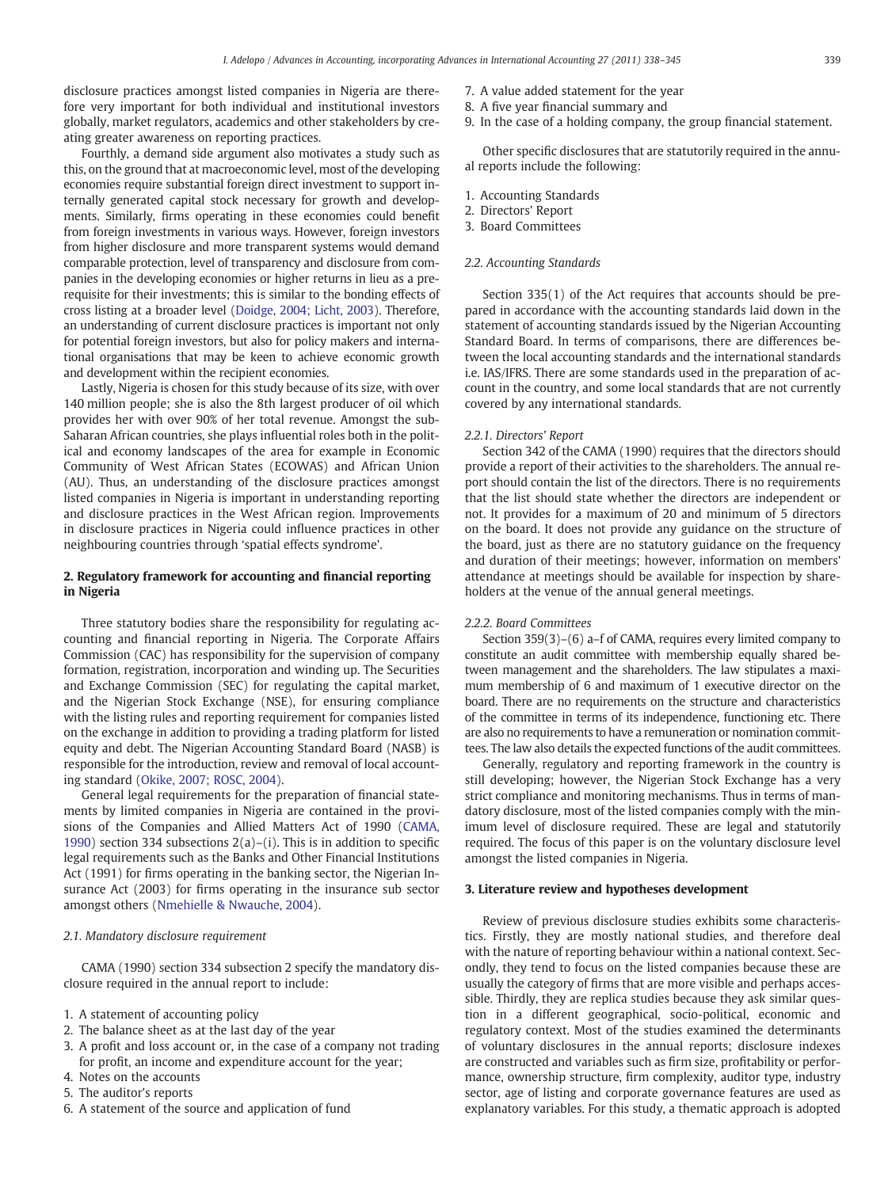disclosure practices amongst listed companies in Nigeria are therefore very important for both individual and institutional investors globally, market regulators, academics and other stakeholders by creating greater awareness on reporting practices.

Fourthly, a demand side argument also motivates a study such as this, on the ground that at macroeconomic level, most of the developing economies require substantial foreign direct investment to support internally generated capital stock necessary for growth and developments. Similarly, firms operating in these economies could benefit from foreign investments in various ways. However, foreign investors from higher disclosure and more transparent systems would demand comparable protection, level of transparency and disclosure from companies in the developing economies or higher returns in lieu as a prerequisite for their investments; this is similar to the bonding effects of cross listing at a broader level (Doidge, 2004; Licht, 2003). Therefore, an understanding of current disclosure practices is important not only for potential foreign investors, but also for policy makers and international organisations that may be keen to achieve economic growth and development within the recipient economies.

Lastly, Nigeria is chosen for this study because of its size, with over 140 million people; she is also the 8th largest producer of oil which provides her with over 90% of her total revenue. Amongst the sub-Saharan African countries, she plays influential roles both in the political and economy landscapes of the area for example in Economic Community of West African States (ECOWAS) and African Union (AU). Thus, an understanding of the disclosure practices amongst listed companies in Nigeria is important in understanding reporting and disclosure practices in the West African region. Improvements in disclosure practices in Nigeria could influence practices in other neighbouring countries through 'spatial effects syndrome'.

## 2. Regulatory framework for accounting and financial reporting in Nigeria

Three statutory bodies share the responsibility for regulating accounting and financial reporting in Nigeria. The Corporate Affairs Commission (CAC) has responsibility for the supervision of company formation, registration, incorporation and winding up. The Securities and Exchange Commission (SEC) for regulating the capital market, and the Nigerian Stock Exchange (NSE), for ensuring compliance with the listing rules and reporting requirement for companies listed on the exchange in addition to providing a trading platform for listed equity and debt. The Nigerian Accounting Standard Board (NASB) is responsible for the introduction, review and removal of local accounting standard (Okike, 2007; ROSC, 2004).

General legal requirements for the preparation of financial statements by limited companies in Nigeria are contained in the provisions of the Companies and Allied Matters Act of 1990 (CAMA, 1990) section 334 subsections 2(a)–(i). This is in addition to specific legal requirements such as the Banks and Other Financial Institutions Act (1991) for firms operating in the banking sector, the Nigerian Insurance Act (2003) for firms operating in the insurance sub sector amongst others (Nmehielle & Nwauche, 2004).

### 2.1. Mandatory disclosure requirement

CAMA (1990) section 334 subsection 2 specify the mandatory disclosure required in the annual report to include:

1. A statement of accounting policy
2. The balance sheet as at the last day of the year
3. A profit and loss account or, in the case of a company not trading for profit, an income and expenditure account for the year;
4. Notes on the accounts
5. The auditor's reports
6. A statement of the source and application of fund
7. A value added statement for the year
8. A five year financial summary and
9. In the case of a holding company, the group financial statement.

Other specific disclosures that are statutorily required in the annual reports include the following:

1. Accounting Standards
2. Directors' Report
3. Board Committees

### 2.2. Accounting Standards

Section 335(1) of the Act requires that accounts should be prepared in accordance with the accounting standards laid down in the statement of accounting standards issued by the Nigerian Accounting Standard Board. In terms of comparisons, there are differences between the local accounting standards and the international standards i.e. IAS/IFRS. There are some standards used in the preparation of account in the country, and some local standards that are not currently covered by any international standards.

#### 2.2.1. Directors' Report

Section 342 of the CAMA (1990) requires that the directors should provide a report of their activities to the shareholders. The annual report should contain the list of the directors. There is no requirements that the list should state whether the directors are independent or not. It provides for a maximum of 20 and minimum of 5 directors on the board. It does not provide any guidance on the structure of the board, just as there are no statutory guidance on the frequency and duration of their meetings; however, information on members' attendance at meetings should be available for inspection by shareholders at the venue of the annual general meetings.

#### 2.2.2. Board Committees

Section 359(3)–(6) a–f of CAMA, requires every limited company to constitute an audit committee with membership equally shared between management and the shareholders. The law stipulates a maximum membership of 6 and maximum of 1 executive director on the board. There are no requirements on the structure and characteristics of the committee in terms of its independence, functioning etc. There are also no requirements to have a remuneration or nomination committees. The law also details the expected functions of the audit committees.

Generally, regulatory and reporting framework in the country is still developing; however, the Nigerian Stock Exchange has a very strict compliance and monitoring mechanisms. Thus in terms of mandatory disclosure, most of the listed companies comply with the minimum level of disclosure required. These are legal and statutorily required. The focus of this paper is on the voluntary disclosure level amongst the listed companies in Nigeria.

## 3. Literature review and hypotheses development

Review of previous disclosure studies exhibits some characteristics. Firstly, they are mostly national studies, and therefore deal with the nature of reporting behaviour within a national context. Secondly, they tend to focus on the listed companies because these are usually the category of firms that are more visible and perhaps accessible. Thirdly, they are replica studies because they ask similar question in a different geographical, socio-political, economic and regulatory context. Most of the studies examined the determinants of voluntary disclosures in the annual reports; disclosure indexes are constructed and variables such as firm size, profitability or performance, ownership structure, firm complexity, auditor type, industry sector, age of listing and corporate governance features are used as explanatory variables. For this study, a thematic approach is adopted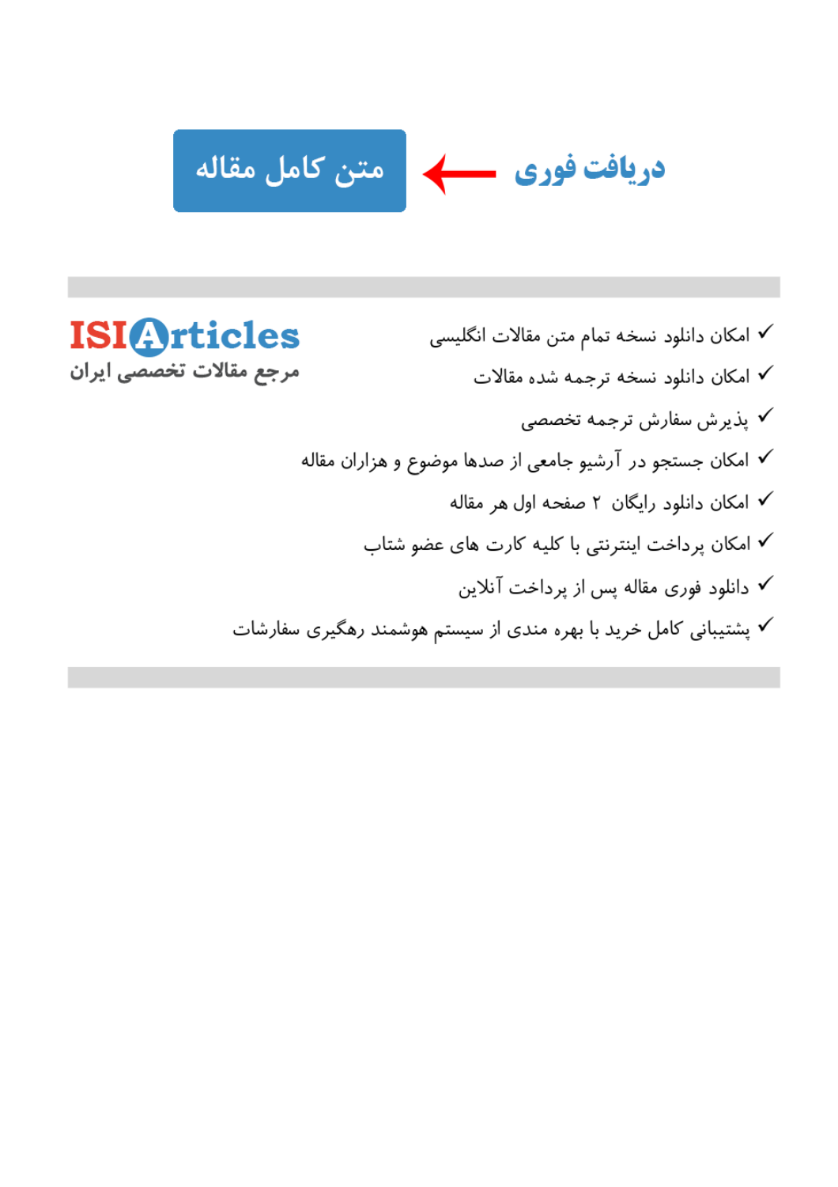دریافت فوری ← **متن کامل مقاله**

**ISIArticles**

مرجع مقالات تخصصی ایران

- ✓ امکان دانلود نسخه تمام متن مقالات انگلیسی
- ✓ امکان دانلود نسخه ترجمه شده مقالات
- ✓ پذیرش سفارش ترجمه تخصصی
- ✓ امکان جستجو در آرشیو جامعی از صدها موضوع و هزاران مقاله
- ✓ امکان دانلود رایگان ۲ صفحه اول هر مقاله
- ✓ امکان پرداخت اینترنتی با کلیه کارت های عضو شتاب
- ✓ دانلود فوری مقاله پس از پرداخت آنلاین
- ✓ پشتیبانی کامل خرید با بهره مندی از سیستم هوشمند رهگیری سفارشات